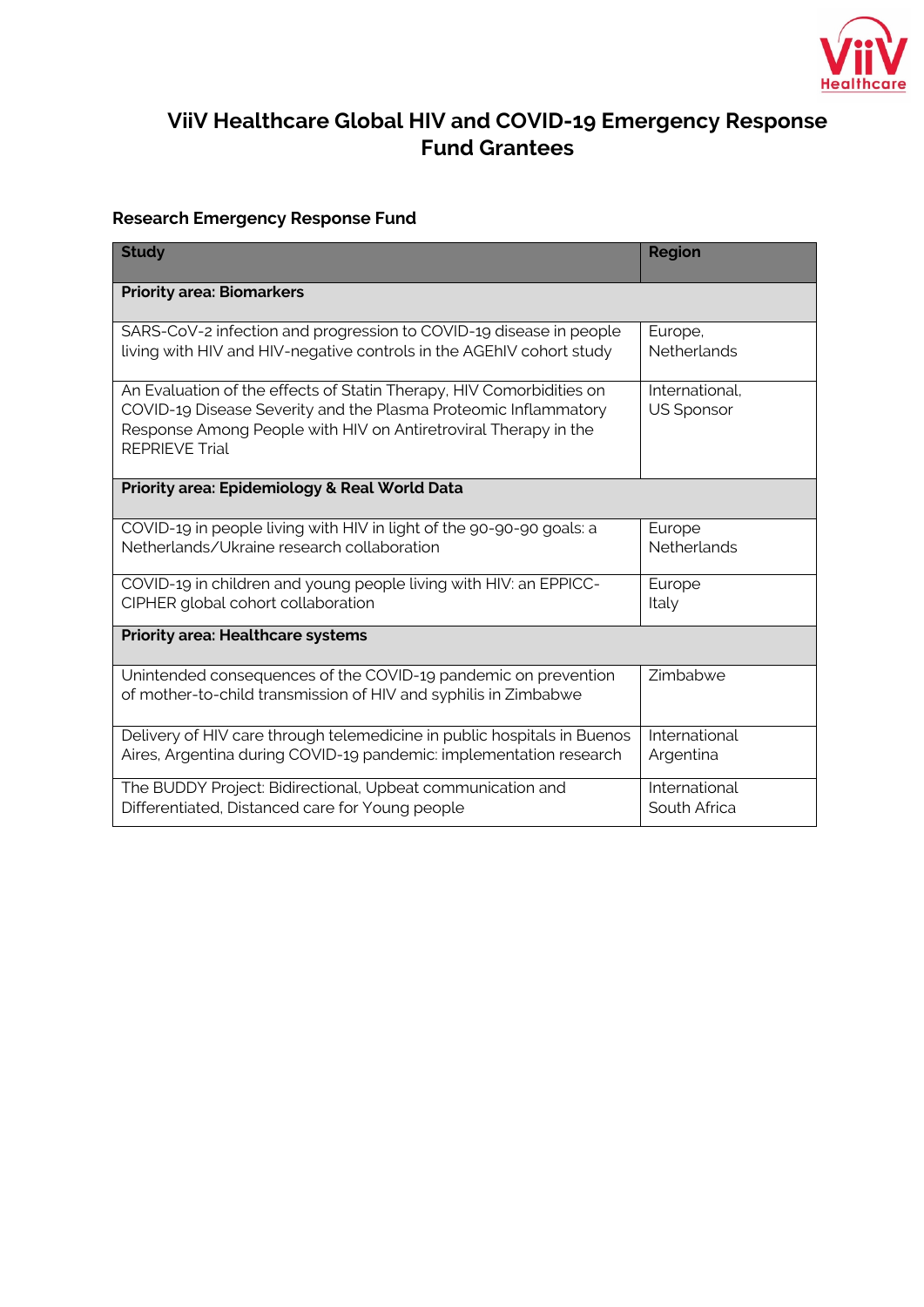# ViiV Healthcare Global HIV and COVID-19 Emergency Response Fund Grantees

## Research Emergency Response Fund

| Study | Region |
|---|---|
| **Priority area: Biomarkers** | |
| SARS-CoV-2 infection and progression to COVID-19 disease in people living with HIV and HIV-negative controls in the AGEhIV cohort study | Europe, Netherlands |
| An Evaluation of the effects of Statin Therapy, HIV Comorbidities on COVID-19 Disease Severity and the Plasma Proteomic Inflammatory Response Among People with HIV on Antiretroviral Therapy in the REPRIEVE Trial | International, US Sponsor |
| **Priority area: Epidemiology & Real World Data** | |
| COVID-19 in people living with HIV in light of the 90-90-90 goals: a Netherlands/Ukraine research collaboration | Europe Netherlands |
| COVID-19 in children and young people living with HIV: an EPPICC-CIPHER global cohort collaboration | Europe Italy |
| **Priority area: Healthcare systems** | |
| Unintended consequences of the COVID-19 pandemic on prevention of mother-to-child transmission of HIV and syphilis in Zimbabwe | Zimbabwe |
| Delivery of HIV care through telemedicine in public hospitals in Buenos Aires, Argentina during COVID-19 pandemic: implementation research | International Argentina |
| The BUDDY Project: Bidirectional, Upbeat communication and Differentiated, Distanced care for Young people | International South Africa |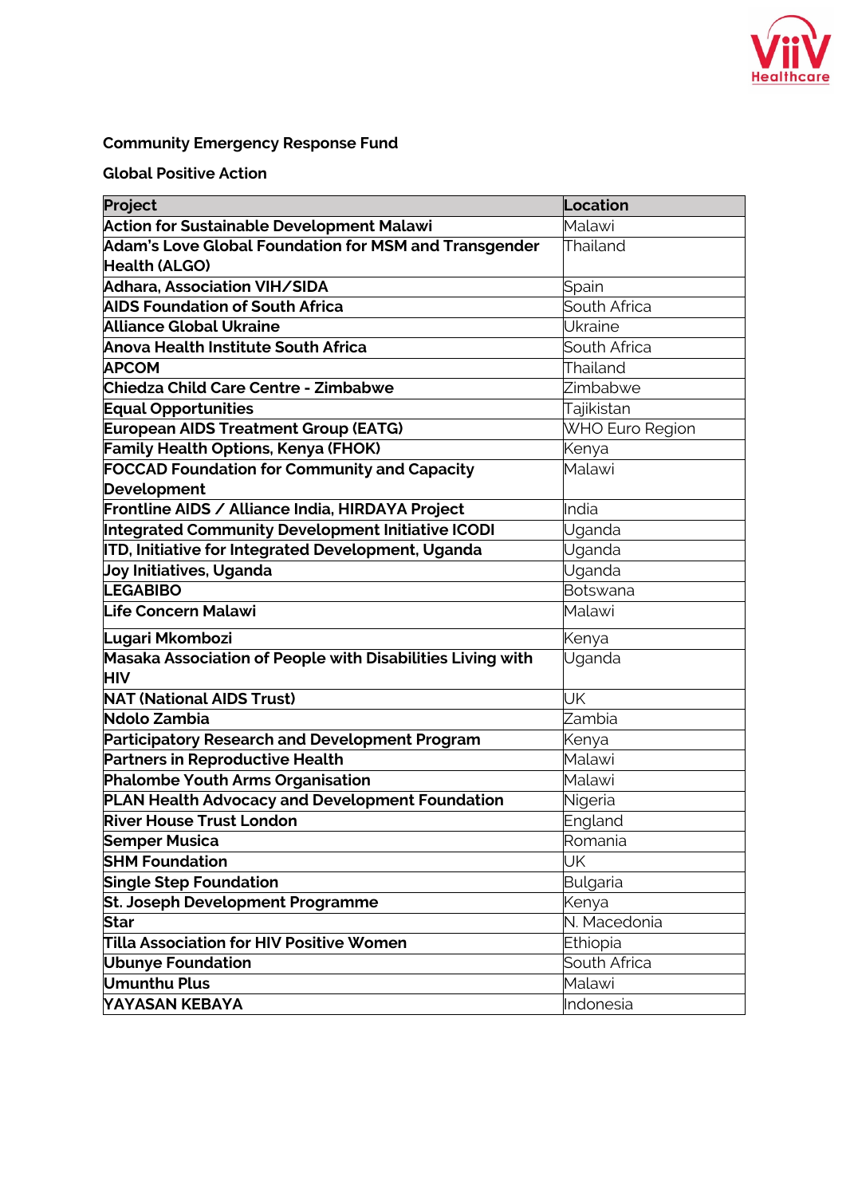**Community Emergency Response Fund**

**Global Positive Action**

| Project | Location |
| --- | --- |
| **Action for Sustainable Development Malawi** | Malawi |
| **Adam's Love Global Foundation for MSM and Transgender Health (ALGO)** | Thailand |
| **Adhara, Association VIH/SIDA** | Spain |
| **AIDS Foundation of South Africa** | South Africa |
| **Alliance Global Ukraine** | Ukraine |
| **Anova Health Institute South Africa** | South Africa |
| **APCOM** | Thailand |
| **Chiedza Child Care Centre - Zimbabwe** | Zimbabwe |
| **Equal Opportunities** | Tajikistan |
| **European AIDS Treatment Group (EATG)** | WHO Euro Region |
| **Family Health Options, Kenya (FHOK)** | Kenya |
| **FOCCAD Foundation for Community and Capacity Development** | Malawi |
| **Frontline AIDS / Alliance India, HIRDAYA Project** | India |
| **Integrated Community Development Initiative ICODI** | Uganda |
| **ITD, Initiative for Integrated Development, Uganda** | Uganda |
| **Joy Initiatives, Uganda** | Uganda |
| **LEGABIBO** | Botswana |
| **Life Concern Malawi** | Malawi |
| **Lugari Mkombozi** | Kenya |
| **Masaka Association of People with Disabilities Living with HIV** | Uganda |
| **NAT (National AIDS Trust)** | UK |
| **Ndolo Zambia** | Zambia |
| **Participatory Research and Development Program** | Kenya |
| **Partners in Reproductive Health** | Malawi |
| **Phalombe Youth Arms Organisation** | Malawi |
| **PLAN Health Advocacy and Development Foundation** | Nigeria |
| **River House Trust London** | England |
| **Semper Musica** | Romania |
| **SHM Foundation** | UK |
| **Single Step Foundation** | Bulgaria |
| **St. Joseph Development Programme** | Kenya |
| **Star** | N. Macedonia |
| **Tilla Association for HIV Positive Women** | Ethiopia |
| **Ubunye Foundation** | South Africa |
| **Umunthu Plus** | Malawi |
| **YAYASAN KEBAYA** | Indonesia |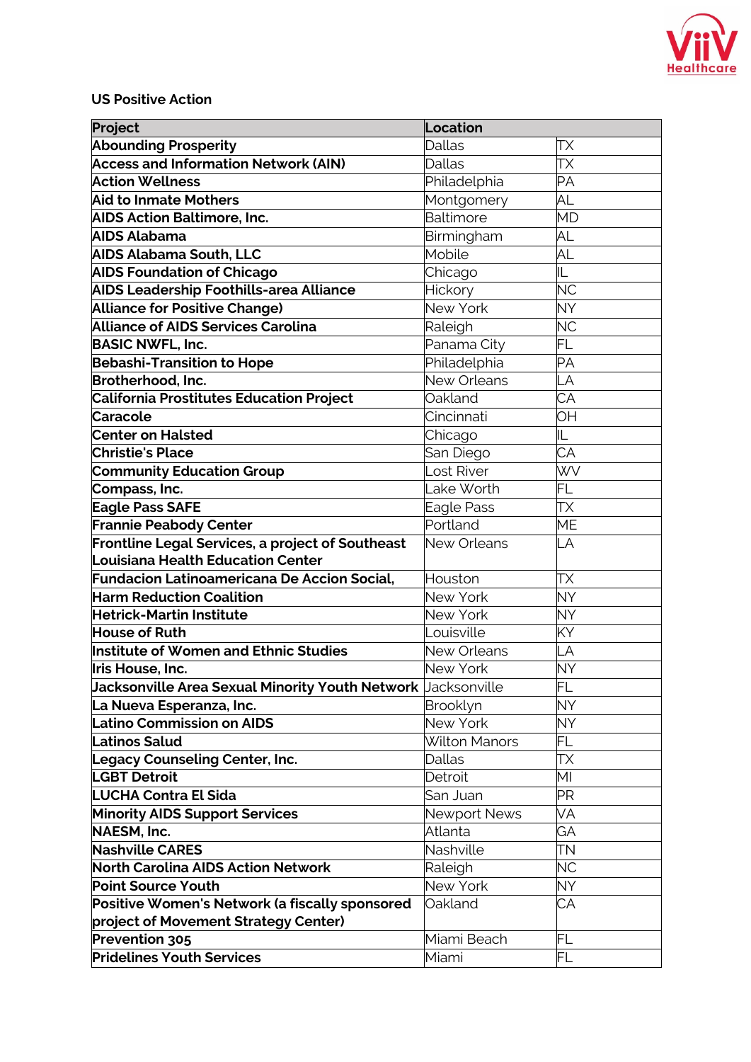**US Positive Action**

| Project | Location | |
|---|---|---|
| **Abounding Prosperity** | Dallas | TX |
| **Access and Information Network (AIN)** | Dallas | TX |
| **Action Wellness** | Philadelphia | PA |
| **Aid to Inmate Mothers** | Montgomery | AL |
| **AIDS Action Baltimore, Inc.** | Baltimore | MD |
| **AIDS Alabama** | Birmingham | AL |
| **AIDS Alabama South, LLC** | Mobile | AL |
| **AIDS Foundation of Chicago** | Chicago | IL |
| **AIDS Leadership Foothills-area Alliance** | Hickory | NC |
| **Alliance for Positive Change)** | New York | NY |
| **Alliance of AIDS Services Carolina** | Raleigh | NC |
| **BASIC NWFL, Inc.** | Panama City | FL |
| **Bebashi-Transition to Hope** | Philadelphia | PA |
| **Brotherhood, Inc.** | New Orleans | LA |
| **California Prostitutes Education Project** | Oakland | CA |
| **Caracole** | Cincinnati | OH |
| **Center on Halsted** | Chicago | IL |
| **Christie's Place** | San Diego | CA |
| **Community Education Group** | Lost River | WV |
| **Compass, Inc.** | Lake Worth | FL |
| **Eagle Pass SAFE** | Eagle Pass | TX |
| **Frannie Peabody Center** | Portland | ME |
| **Frontline Legal Services, a project of Southeast Louisiana Health Education Center** | New Orleans | LA |
| **Fundacion Latinoamericana De Accion Social,** | Houston | TX |
| **Harm Reduction Coalition** | New York | NY |
| **Hetrick-Martin Institute** | New York | NY |
| **House of Ruth** | Louisville | KY |
| **Institute of Women and Ethnic Studies** | New Orleans | LA |
| **Iris House, Inc.** | New York | NY |
| **Jacksonville Area Sexual Minority Youth Network** | Jacksonville | FL |
| **La Nueva Esperanza, Inc.** | Brooklyn | NY |
| **Latino Commission on AIDS** | New York | NY |
| **Latinos Salud** | Wilton Manors | FL |
| **Legacy Counseling Center, Inc.** | Dallas | TX |
| **LGBT Detroit** | Detroit | MI |
| **LUCHA Contra El Sida** | San Juan | PR |
| **Minority AIDS Support Services** | Newport News | VA |
| **NAESM, Inc.** | Atlanta | GA |
| **Nashville CARES** | Nashville | TN |
| **North Carolina AIDS Action Network** | Raleigh | NC |
| **Point Source Youth** | New York | NY |
| **Positive Women's Network (a fiscally sponsored project of Movement Strategy Center)** | Oakland | CA |
| **Prevention 305** | Miami Beach | FL |
| **Pridelines Youth Services** | Miami | FL |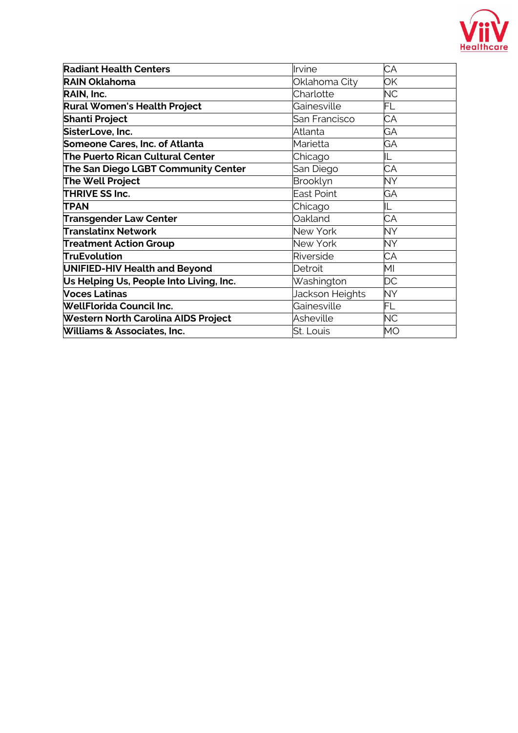| | | |
|---|---|---|
| **Radiant Health Centers** | Irvine | CA |
| **RAIN Oklahoma** | Oklahoma City | OK |
| **RAIN, Inc.** | Charlotte | NC |
| **Rural Women's Health Project** | Gainesville | FL |
| **Shanti Project** | San Francisco | CA |
| **SisterLove, Inc.** | Atlanta | GA |
| **Someone Cares, Inc. of Atlanta** | Marietta | GA |
| **The Puerto Rican Cultural Center** | Chicago | IL |
| **The San Diego LGBT Community Center** | San Diego | CA |
| **The Well Project** | Brooklyn | NY |
| **THRIVE SS Inc.** | East Point | GA |
| **TPAN** | Chicago | IL |
| **Transgender Law Center** | Oakland | CA |
| **Translatinx Network** | New York | NY |
| **Treatment Action Group** | New York | NY |
| **TruEvolution** | Riverside | CA |
| **UNIFIED-HIV Health and Beyond** | Detroit | MI |
| **Us Helping Us, People Into Living, Inc.** | Washington | DC |
| **Voces Latinas** | Jackson Heights | NY |
| **WellFlorida Council Inc.** | Gainesville | FL |
| **Western North Carolina AIDS Project** | Asheville | NC |
| **Williams & Associates, Inc.** | St. Louis | MO |